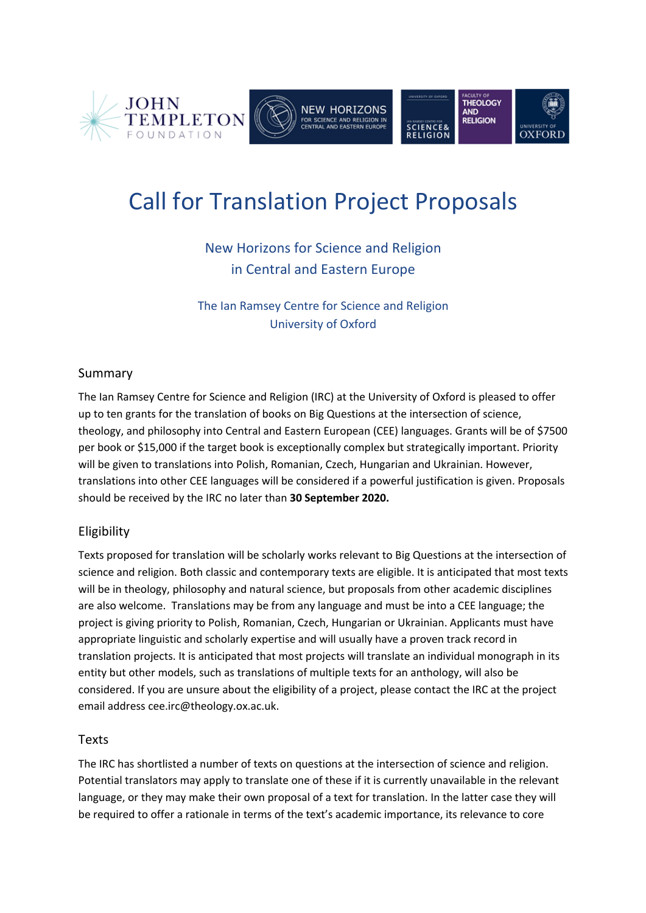# Call for Translation Project Proposals

New Horizons for Science and Religion
in Central and Eastern Europe

The Ian Ramsey Centre for Science and Religion
University of Oxford

## Summary

The Ian Ramsey Centre for Science and Religion (IRC) at the University of Oxford is pleased to offer up to ten grants for the translation of books on Big Questions at the intersection of science, theology, and philosophy into Central and Eastern European (CEE) languages. Grants will be of $7500 per book or $15,000 if the target book is exceptionally complex but strategically important. Priority will be given to translations into Polish, Romanian, Czech, Hungarian and Ukrainian. However, translations into other CEE languages will be considered if a powerful justification is given. Proposals should be received by the IRC no later than **30 September 2020.**

## Eligibility

Texts proposed for translation will be scholarly works relevant to Big Questions at the intersection of science and religion. Both classic and contemporary texts are eligible. It is anticipated that most texts will be in theology, philosophy and natural science, but proposals from other academic disciplines are also welcome. Translations may be from any language and must be into a CEE language; the project is giving priority to Polish, Romanian, Czech, Hungarian or Ukrainian. Applicants must have appropriate linguistic and scholarly expertise and will usually have a proven track record in translation projects. It is anticipated that most projects will translate an individual monograph in its entity but other models, such as translations of multiple texts for an anthology, will also be considered. If you are unsure about the eligibility of a project, please contact the IRC at the project email address cee.irc@theology.ox.ac.uk.

## Texts

The IRC has shortlisted a number of texts on questions at the intersection of science and religion. Potential translators may apply to translate one of these if it is currently unavailable in the relevant language, or they may make their own proposal of a text for translation. In the latter case they will be required to offer a rationale in terms of the text's academic importance, its relevance to core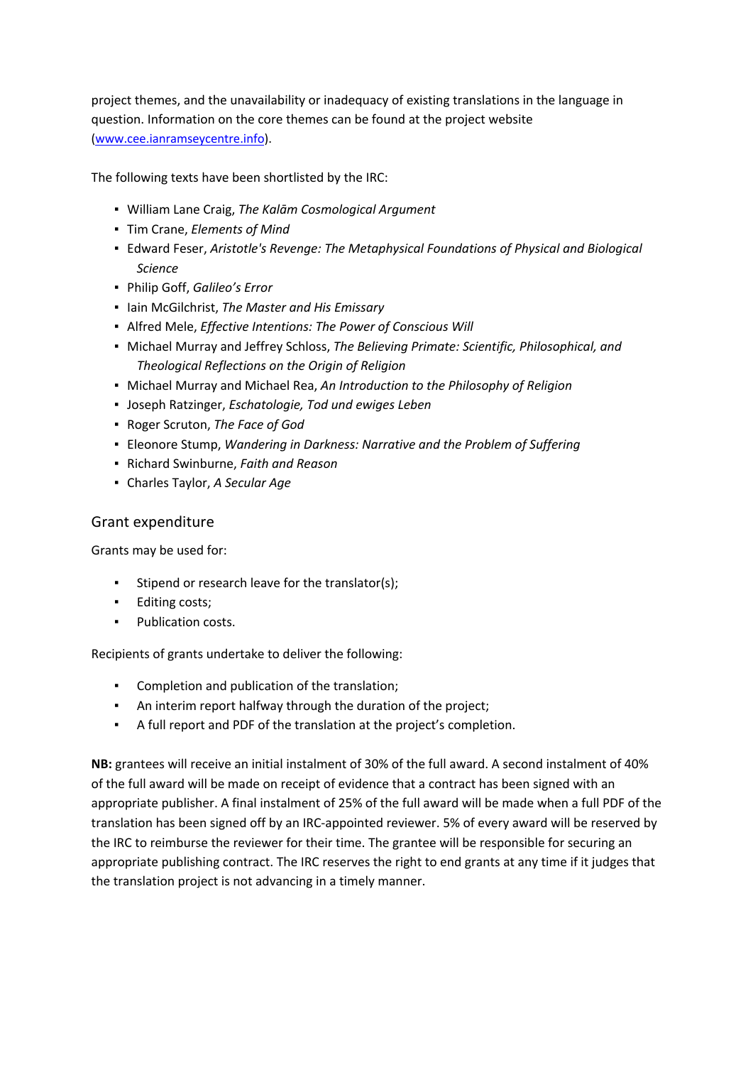project themes, and the unavailability or inadequacy of existing translations in the language in question. Information on the core themes can be found at the project website ([www.cee.ianramseycentre.info](http://www.cee.ianramseycentre.info)).

The following texts have been shortlisted by the IRC:

- William Lane Craig, *The Kalām Cosmological Argument*
- Tim Crane, *Elements of Mind*
- Edward Feser, *Aristotle's Revenge: The Metaphysical Foundations of Physical and Biological Science*
- Philip Goff, *Galileo's Error*
- Iain McGilchrist, *The Master and His Emissary*
- Alfred Mele, *Effective Intentions: The Power of Conscious Will*
- Michael Murray and Jeffrey Schloss, *The Believing Primate: Scientific, Philosophical, and Theological Reflections on the Origin of Religion*
- Michael Murray and Michael Rea, *An Introduction to the Philosophy of Religion*
- Joseph Ratzinger, *Eschatologie, Tod und ewiges Leben*
- Roger Scruton, *The Face of God*
- Eleonore Stump, *Wandering in Darkness: Narrative and the Problem of Suffering*
- Richard Swinburne, *Faith and Reason*
- Charles Taylor, *A Secular Age*

## Grant expenditure

Grants may be used for:

- Stipend or research leave for the translator(s);
- Editing costs;
- Publication costs.

Recipients of grants undertake to deliver the following:

- Completion and publication of the translation;
- An interim report halfway through the duration of the project;
- A full report and PDF of the translation at the project's completion.

**NB:** grantees will receive an initial instalment of 30% of the full award. A second instalment of 40% of the full award will be made on receipt of evidence that a contract has been signed with an appropriate publisher. A final instalment of 25% of the full award will be made when a full PDF of the translation has been signed off by an IRC-appointed reviewer. 5% of every award will be reserved by the IRC to reimburse the reviewer for their time. The grantee will be responsible for securing an appropriate publishing contract. The IRC reserves the right to end grants at any time if it judges that the translation project is not advancing in a timely manner.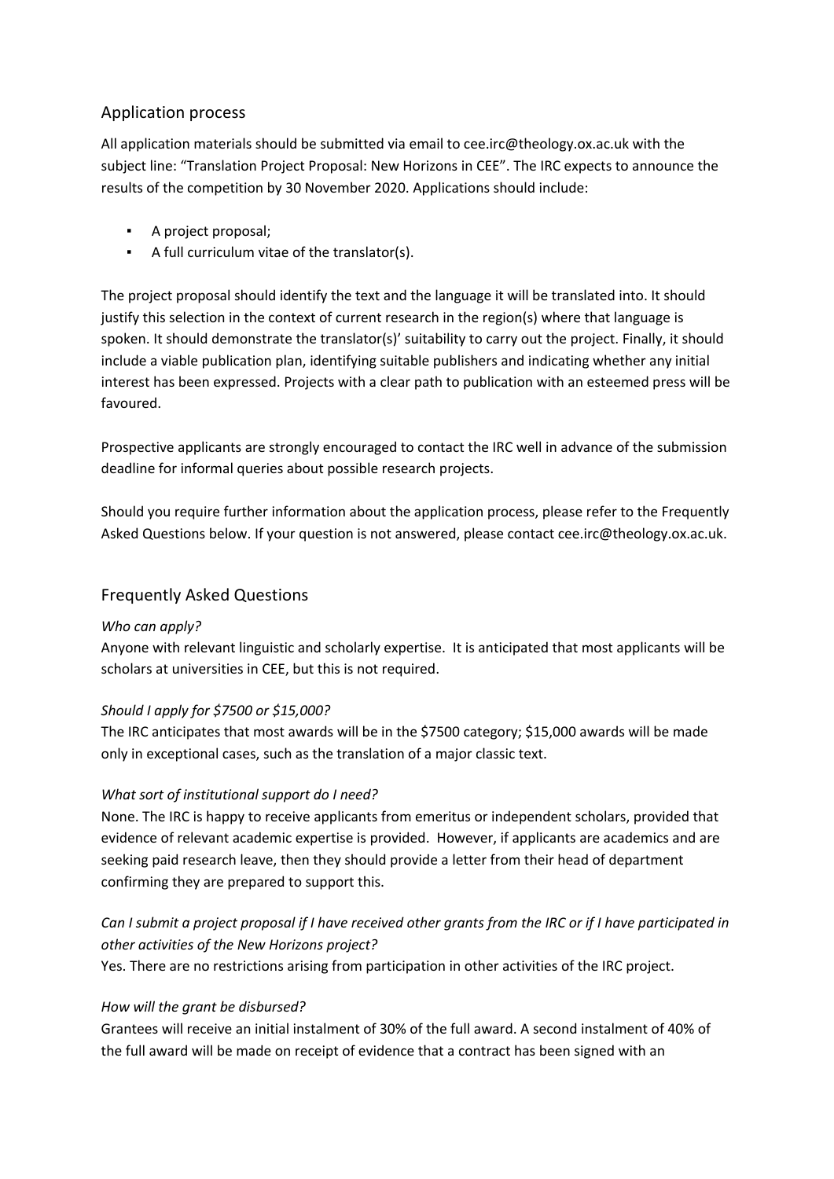## Application process

All application materials should be submitted via email to cee.irc@theology.ox.ac.uk with the subject line: "Translation Project Proposal: New Horizons in CEE". The IRC expects to announce the results of the competition by 30 November 2020. Applications should include:

- A project proposal;
- A full curriculum vitae of the translator(s).

The project proposal should identify the text and the language it will be translated into. It should justify this selection in the context of current research in the region(s) where that language is spoken. It should demonstrate the translator(s)' suitability to carry out the project. Finally, it should include a viable publication plan, identifying suitable publishers and indicating whether any initial interest has been expressed. Projects with a clear path to publication with an esteemed press will be favoured.

Prospective applicants are strongly encouraged to contact the IRC well in advance of the submission deadline for informal queries about possible research projects.

Should you require further information about the application process, please refer to the Frequently Asked Questions below. If your question is not answered, please contact cee.irc@theology.ox.ac.uk.

## Frequently Asked Questions

*Who can apply?*
Anyone with relevant linguistic and scholarly expertise. It is anticipated that most applicants will be scholars at universities in CEE, but this is not required.

*Should I apply for $7500 or $15,000?*
The IRC anticipates that most awards will be in the $7500 category; $15,000 awards will be made only in exceptional cases, such as the translation of a major classic text.

*What sort of institutional support do I need?*
None. The IRC is happy to receive applicants from emeritus or independent scholars, provided that evidence of relevant academic expertise is provided. However, if applicants are academics and are seeking paid research leave, then they should provide a letter from their head of department confirming they are prepared to support this.

*Can I submit a project proposal if I have received other grants from the IRC or if I have participated in other activities of the New Horizons project?*
Yes. There are no restrictions arising from participation in other activities of the IRC project.

*How will the grant be disbursed?*
Grantees will receive an initial instalment of 30% of the full award. A second instalment of 40% of the full award will be made on receipt of evidence that a contract has been signed with an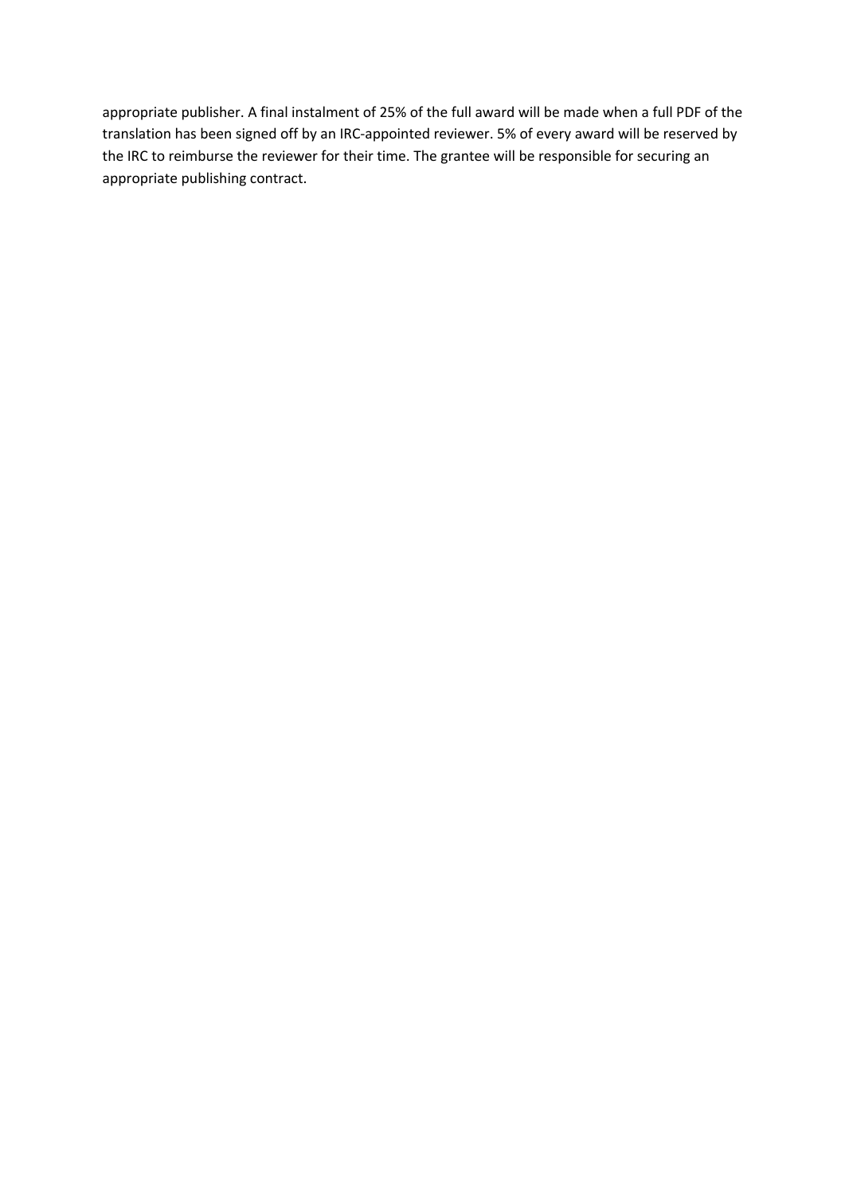appropriate publisher. A final instalment of 25% of the full award will be made when a full PDF of the translation has been signed off by an IRC-appointed reviewer. 5% of every award will be reserved by the IRC to reimburse the reviewer for their time. The grantee will be responsible for securing an appropriate publishing contract.